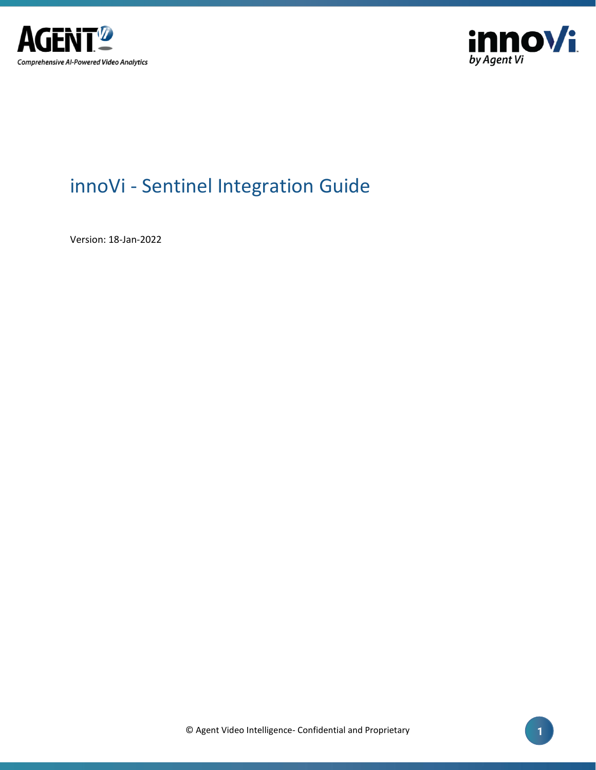# innoVi - Sentinel Integration Guide

Version: 18-Jan-2022

© Agent Video Intelligence- Confidential and Proprietary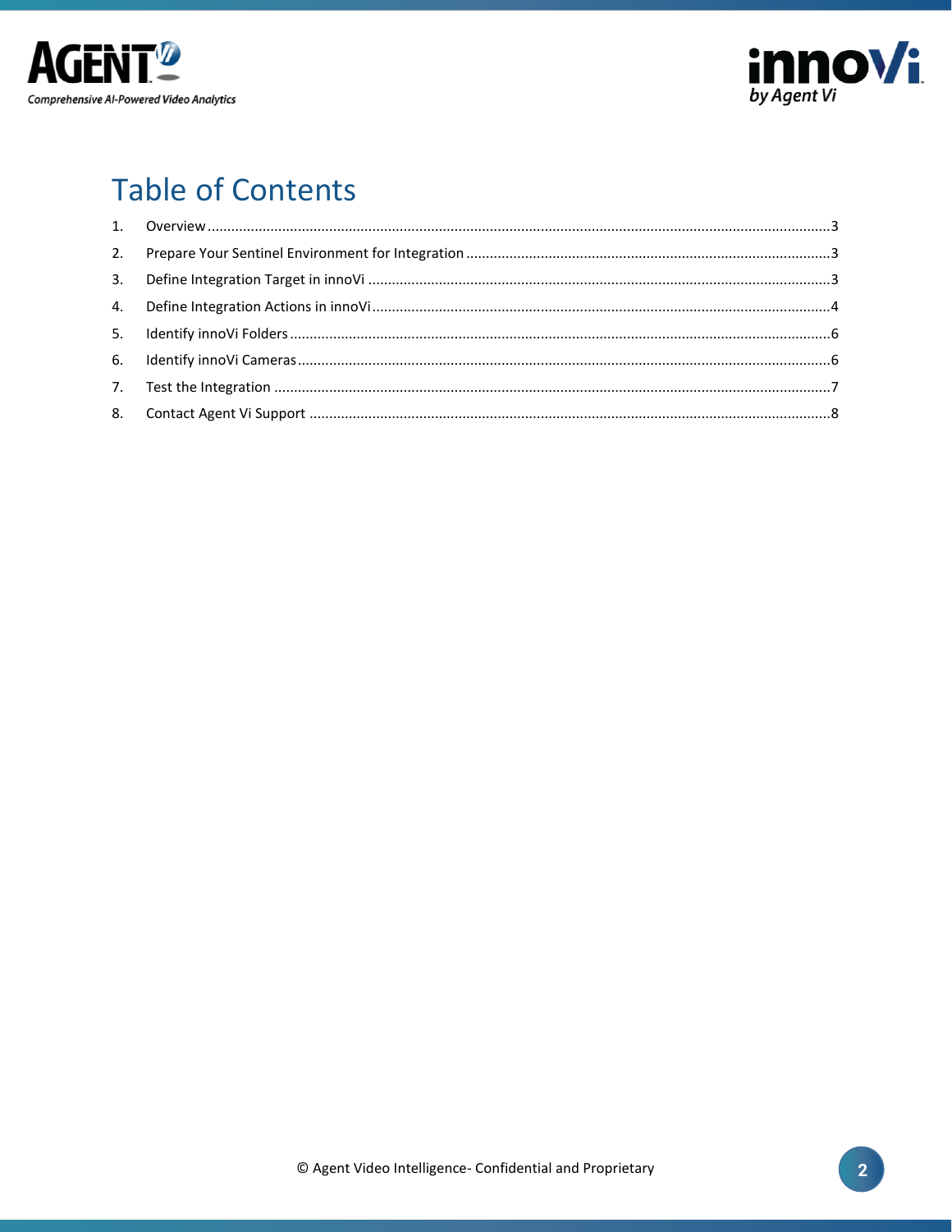# Table of Contents

1. Overview ........................................................................................................................................3
2. Prepare Your Sentinel Environment for Integration .........................................................................3
3. Define Integration Target in innoVi ...................................................................................................3
4. Define Integration Actions in innoVi ..................................................................................................4
5. Identify innoVi Folders ......................................................................................................................6
6. Identify innoVi Cameras ....................................................................................................................6
7. Test the Integration ..........................................................................................................................7
8. Contact Agent Vi Support .................................................................................................................8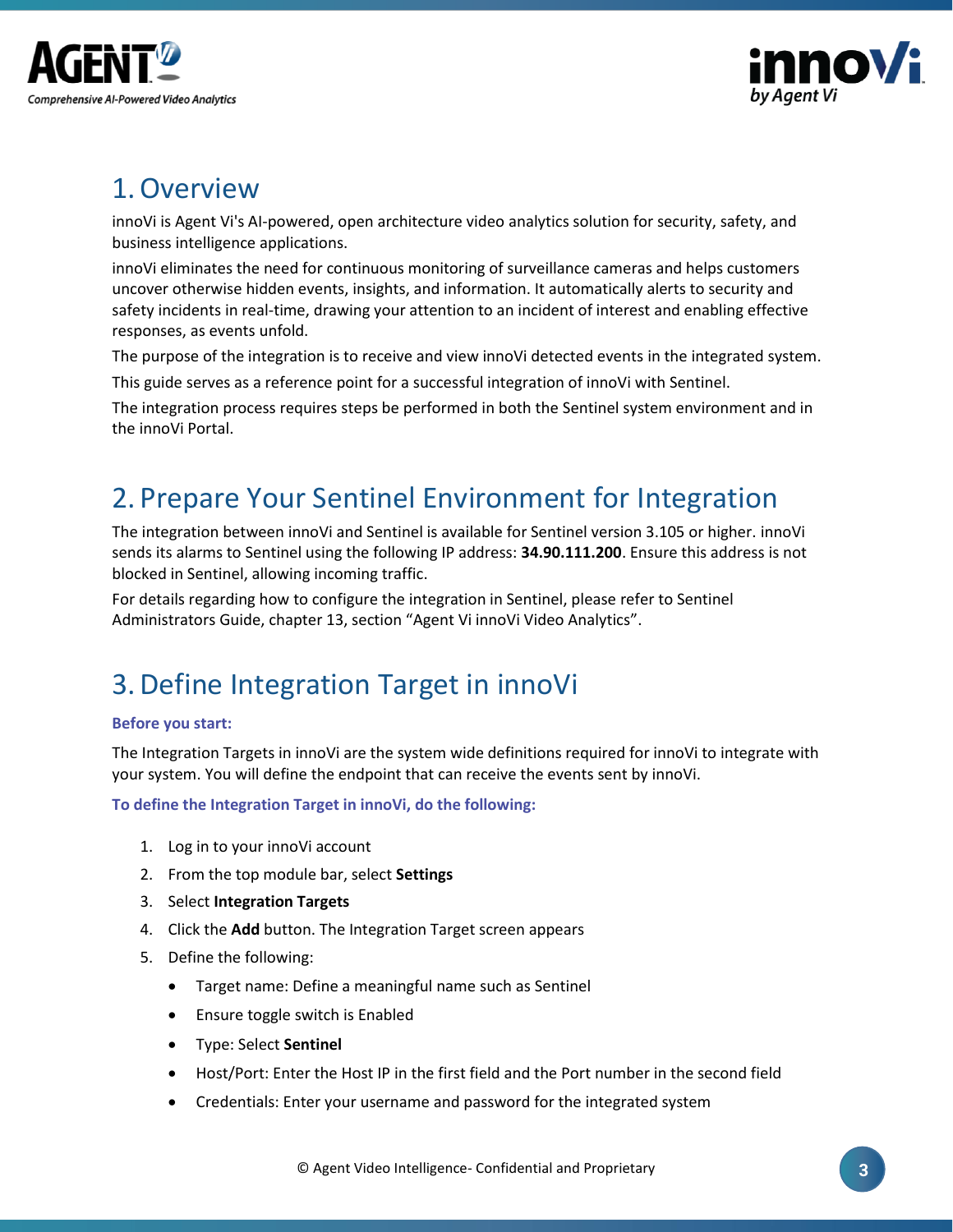# 1. Overview

innoVi is Agent Vi's AI-powered, open architecture video analytics solution for security, safety, and business intelligence applications.

innoVi eliminates the need for continuous monitoring of surveillance cameras and helps customers uncover otherwise hidden events, insights, and information. It automatically alerts to security and safety incidents in real-time, drawing your attention to an incident of interest and enabling effective responses, as events unfold.

The purpose of the integration is to receive and view innoVi detected events in the integrated system.

This guide serves as a reference point for a successful integration of innoVi with Sentinel.

The integration process requires steps be performed in both the Sentinel system environment and in the innoVi Portal.

# 2. Prepare Your Sentinel Environment for Integration

The integration between innoVi and Sentinel is available for Sentinel version 3.105 or higher. innoVi sends its alarms to Sentinel using the following IP address: **34.90.111.200**. Ensure this address is not blocked in Sentinel, allowing incoming traffic.

For details regarding how to configure the integration in Sentinel, please refer to Sentinel Administrators Guide, chapter 13, section "Agent Vi innoVi Video Analytics".

# 3. Define Integration Target in innoVi

**Before you start:**

The Integration Targets in innoVi are the system wide definitions required for innoVi to integrate with your system. You will define the endpoint that can receive the events sent by innoVi.

**To define the Integration Target in innoVi, do the following:**

1. Log in to your innoVi account
2. From the top module bar, select **Settings**
3. Select **Integration Targets**
4. Click the **Add** button. The Integration Target screen appears
5. Define the following:
   - Target name: Define a meaningful name such as Sentinel
   - Ensure toggle switch is Enabled
   - Type: Select **Sentinel**
   - Host/Port: Enter the Host IP in the first field and the Port number in the second field
   - Credentials: Enter your username and password for the integrated system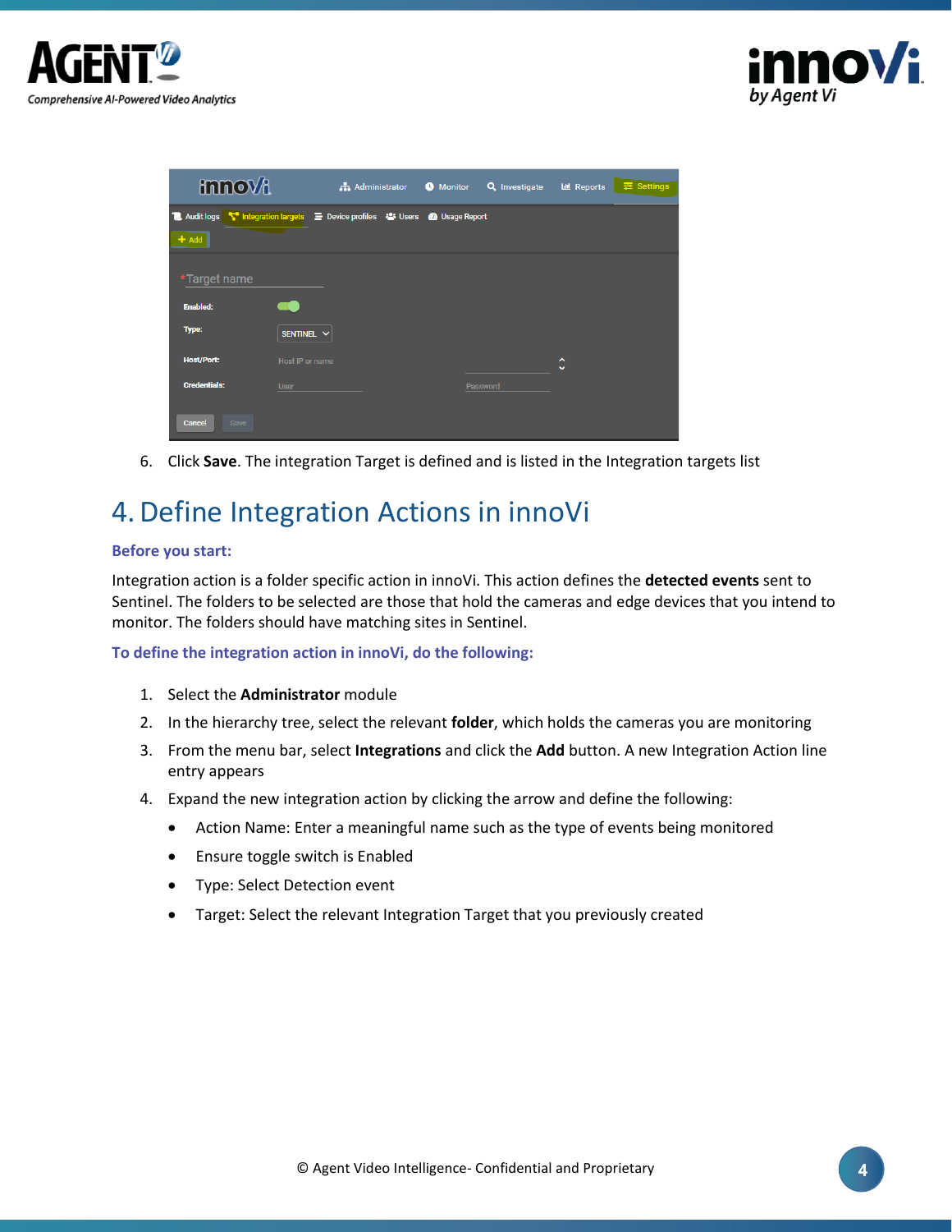6. Click **Save**. The integration Target is defined and is listed in the Integration targets list

# 4. Define Integration Actions in innoVi

### Before you start:

Integration action is a folder specific action in innoVi. This action defines the **detected events** sent to Sentinel. The folders to be selected are those that hold the cameras and edge devices that you intend to monitor. The folders should have matching sites in Sentinel.

### To define the integration action in innoVi, do the following:

1. Select the **Administrator** module
2. In the hierarchy tree, select the relevant **folder**, which holds the cameras you are monitoring
3. From the menu bar, select **Integrations** and click the **Add** button. A new Integration Action line entry appears
4. Expand the new integration action by clicking the arrow and define the following:
   - Action Name: Enter a meaningful name such as the type of events being monitored
   - Ensure toggle switch is Enabled
   - Type: Select Detection event
   - Target: Select the relevant Integration Target that you previously created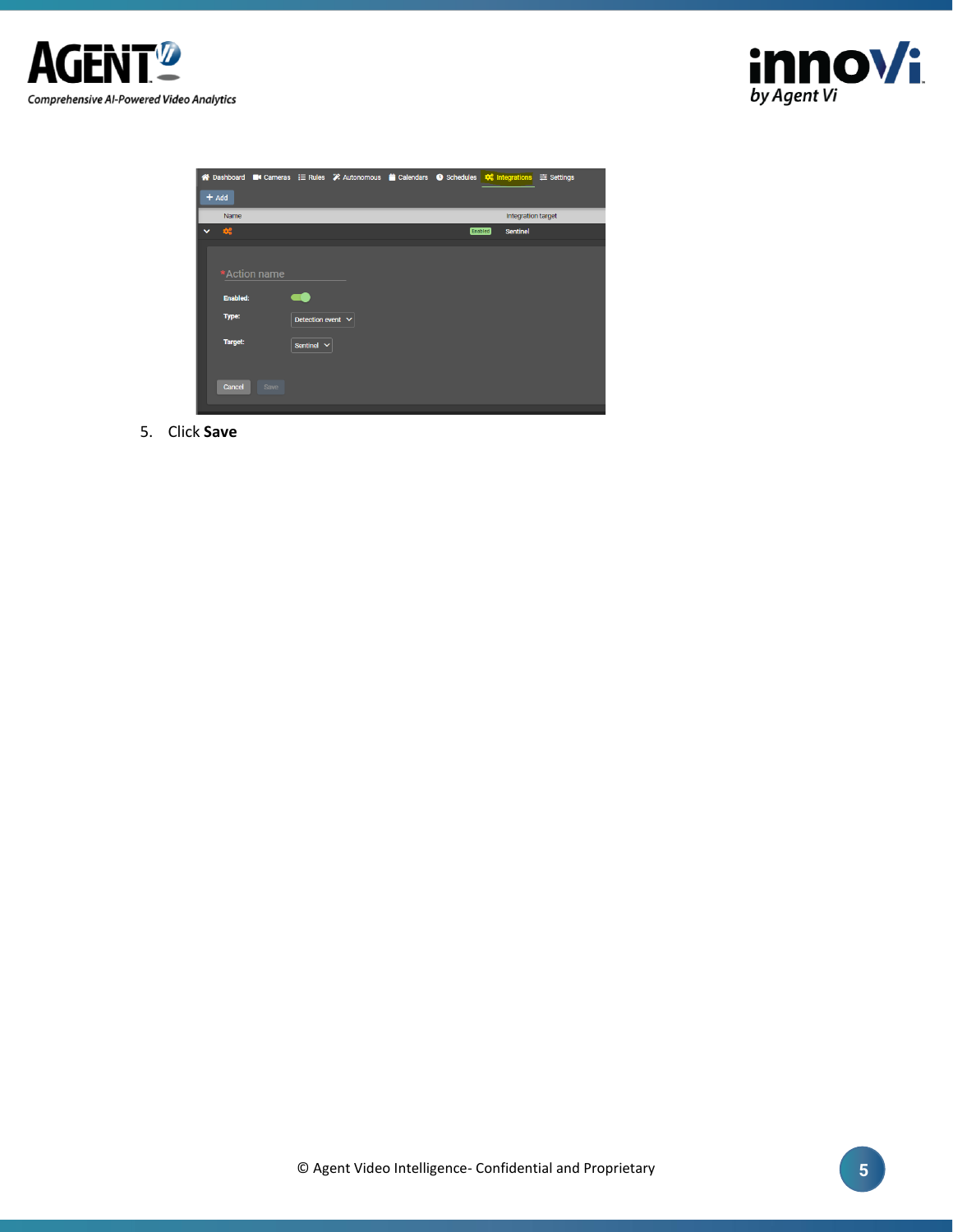5. Click **Save**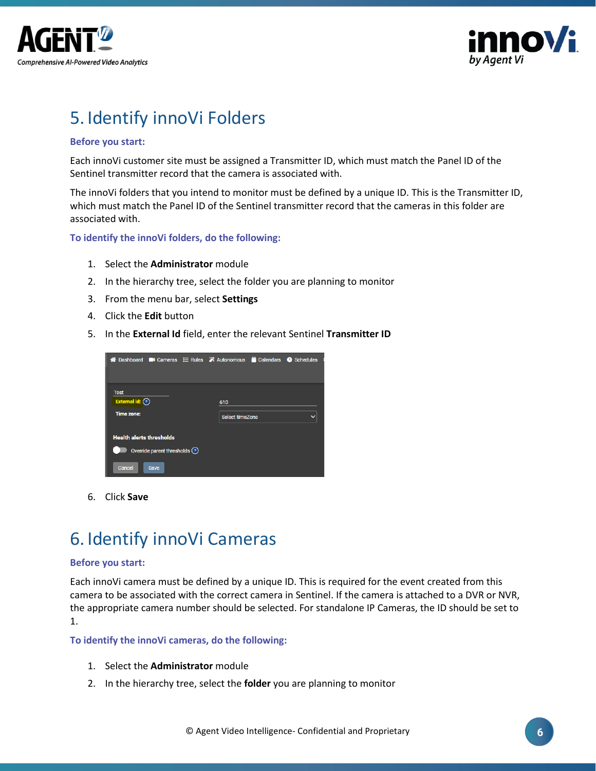# 5. Identify innoVi Folders

**Before you start:**

Each innoVi customer site must be assigned a Transmitter ID, which must match the Panel ID of the Sentinel transmitter record that the camera is associated with.

The innoVi folders that you intend to monitor must be defined by a unique ID. This is the Transmitter ID, which must match the Panel ID of the Sentinel transmitter record that the cameras in this folder are associated with.

**To identify the innoVi folders, do the following:**

1. Select the **Administrator** module
2. In the hierarchy tree, select the folder you are planning to monitor
3. From the menu bar, select **Settings**
4. Click the **Edit** button
5. In the **External Id** field, enter the relevant Sentinel **Transmitter ID**
6. Click **Save**

# 6. Identify innoVi Cameras

**Before you start:**

Each innoVi camera must be defined by a unique ID. This is required for the event created from this camera to be associated with the correct camera in Sentinel. If the camera is attached to a DVR or NVR, the appropriate camera number should be selected. For standalone IP Cameras, the ID should be set to 1.

**To identify the innoVi cameras, do the following:**

1. Select the **Administrator** module
2. In the hierarchy tree, select the **folder** you are planning to monitor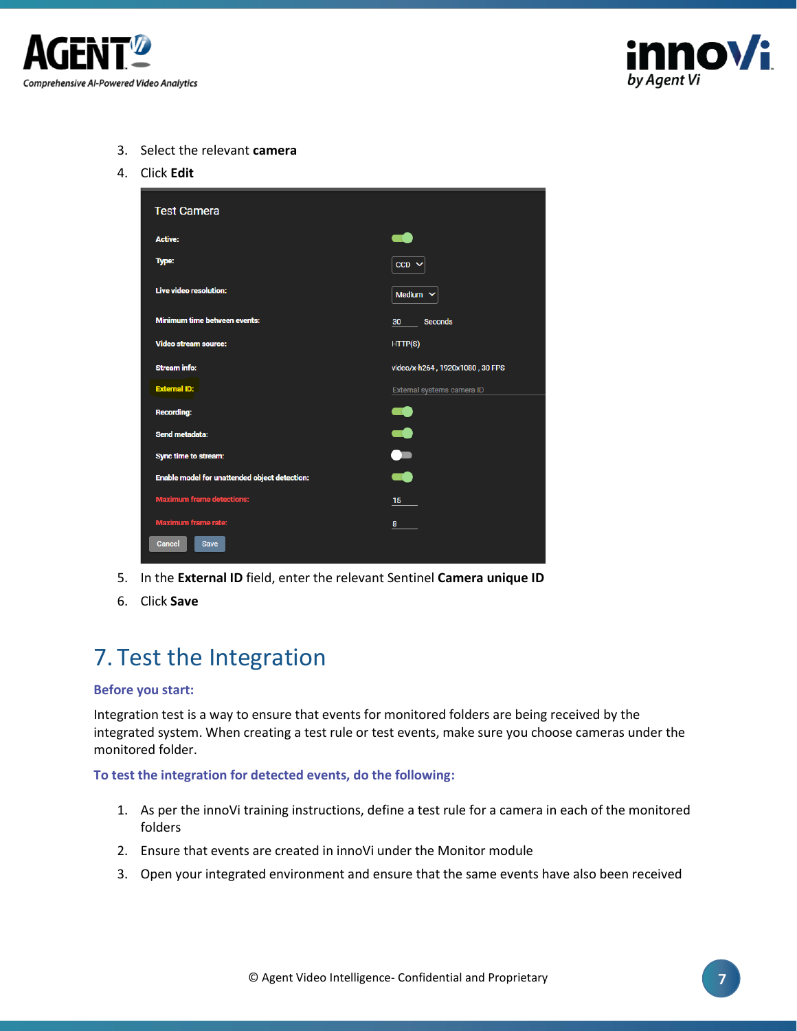3. Select the relevant **camera**
4. Click **Edit**

5. In the **External ID** field, enter the relevant Sentinel **Camera unique ID**
6. Click **Save**

# 7. Test the Integration

### Before you start:

Integration test is a way to ensure that events for monitored folders are being received by the integrated system. When creating a test rule or test events, make sure you choose cameras under the monitored folder.

### To test the integration for detected events, do the following:

1. As per the innoVi training instructions, define a test rule for a camera in each of the monitored folders
2. Ensure that events are created in innoVi under the Monitor module
3. Open your integrated environment and ensure that the same events have also been received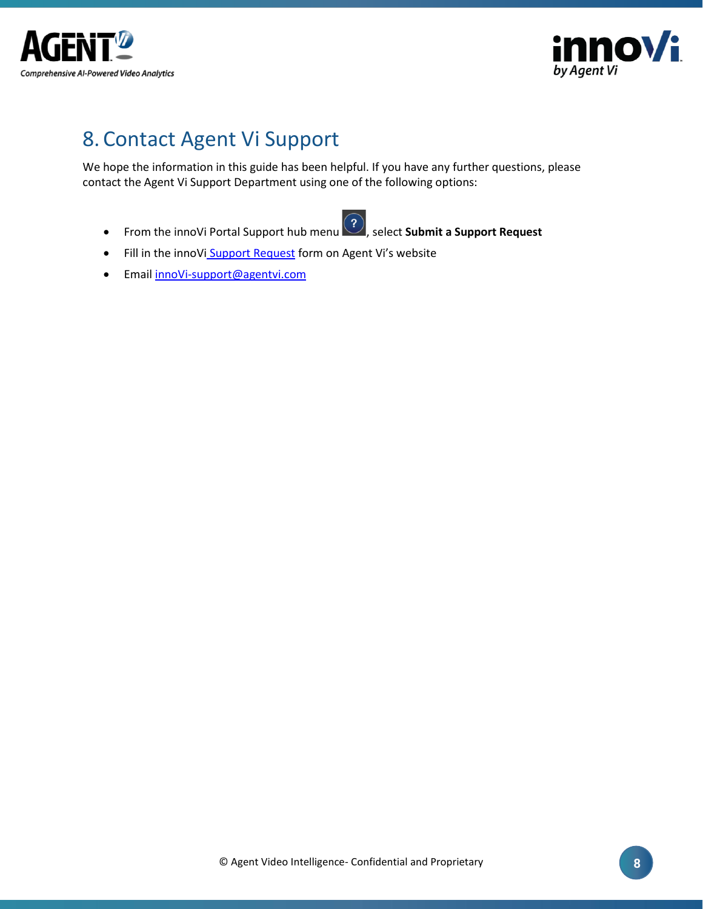# 8. Contact Agent Vi Support

We hope the information in this guide has been helpful. If you have any further questions, please contact the Agent Vi Support Department using one of the following options:

- From the innoVi Portal Support hub menu, select **Submit a Support Request**
- Fill in the innoVi Support Request form on Agent Vi's website
- Email innoVi-support@agentvi.com